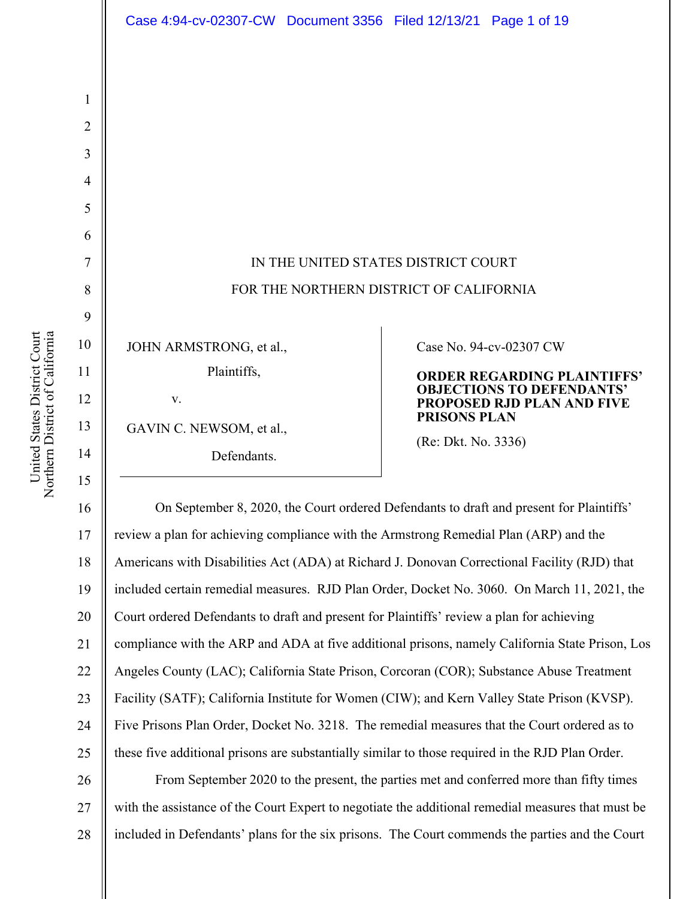IN THE UNITED STATES DISTRICT COURT

FOR THE NORTHERN DISTRICT OF CALIFORNIA

JOHN ARMSTRONG, et al.,

Plaintiffs,

v.

GAVIN C. NEWSOM, et al.,

Defendants.

Case No. 94-cv-02307 CW

**ORDER REGARDING PLAINTIFFS' OBJECTIONS TO DEFENDANTS' PROPOSED RJD PLAN AND FIVE PRISONS PLAN**

(Re: Dkt. No. 3336)

On September 8, 2020, the Court ordered Defendants to draft and present for Plaintiffs' review a plan for achieving compliance with the Armstrong Remedial Plan (ARP) and the Americans with Disabilities Act (ADA) at Richard J. Donovan Correctional Facility (RJD) that included certain remedial measures. RJD Plan Order, Docket No. 3060. On March 11, 2021, the Court ordered Defendants to draft and present for Plaintiffs' review a plan for achieving compliance with the ARP and ADA at five additional prisons, namely California State Prison, Los Angeles County (LAC); California State Prison, Corcoran (COR); Substance Abuse Treatment Facility (SATF); California Institute for Women (CIW); and Kern Valley State Prison (KVSP). Five Prisons Plan Order, Docket No. 3218. The remedial measures that the Court ordered as to these five additional prisons are substantially similar to those required in the RJD Plan Order.

From September 2020 to the present, the parties met and conferred more than fifty times with the assistance of the Court Expert to negotiate the additional remedial measures that must be included in Defendants' plans for the six prisons. The Court commends the parties and the Court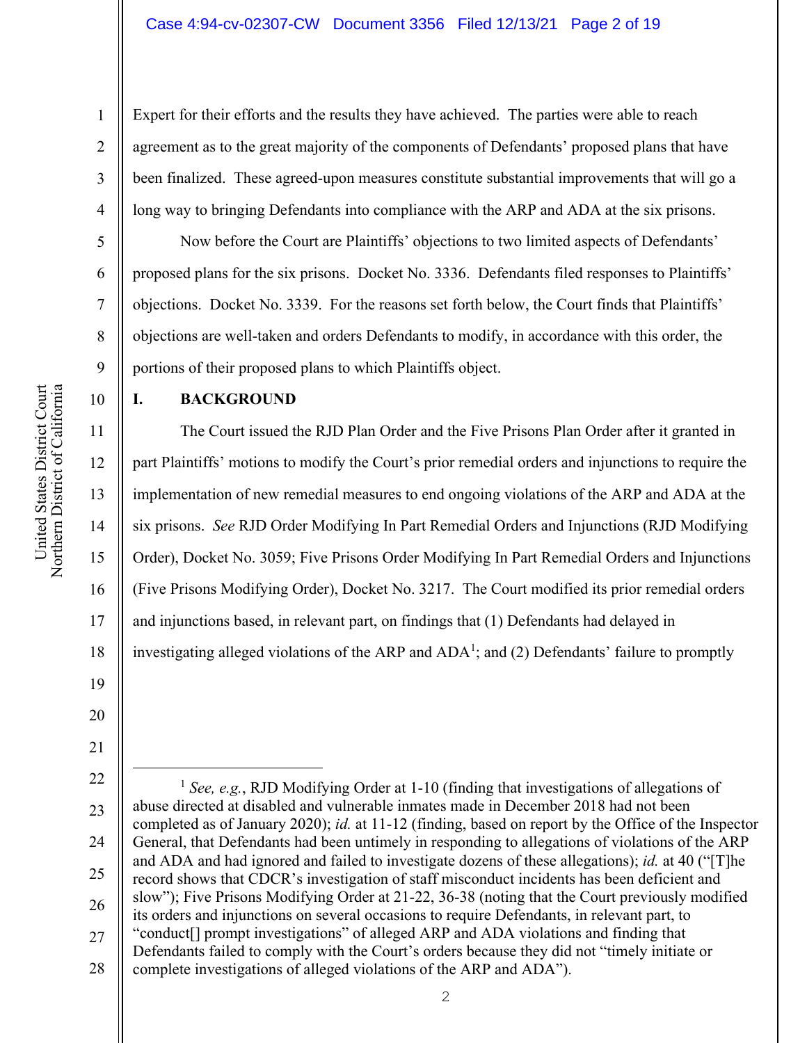Expert for their efforts and the results they have achieved. The parties were able to reach agreement as to the great majority of the components of Defendants' proposed plans that have been finalized. These agreed-upon measures constitute substantial improvements that will go a long way to bringing Defendants into compliance with the ARP and ADA at the six prisons.

Now before the Court are Plaintiffs' objections to two limited aspects of Defendants' proposed plans for the six prisons. Docket No. 3336. Defendants filed responses to Plaintiffs' objections. Docket No. 3339. For the reasons set forth below, the Court finds that Plaintiffs' objections are well-taken and orders Defendants to modify, in accordance with this order, the portions of their proposed plans to which Plaintiffs object.

## I. BACKGROUND

The Court issued the RJD Plan Order and the Five Prisons Plan Order after it granted in part Plaintiffs' motions to modify the Court's prior remedial orders and injunctions to require the implementation of new remedial measures to end ongoing violations of the ARP and ADA at the six prisons. *See* RJD Order Modifying In Part Remedial Orders and Injunctions (RJD Modifying Order), Docket No. 3059; Five Prisons Order Modifying In Part Remedial Orders and Injunctions (Five Prisons Modifying Order), Docket No. 3217. The Court modified its prior remedial orders and injunctions based, in relevant part, on findings that (1) Defendants had delayed in investigating alleged violations of the ARP and ADA[1]; and (2) Defendants' failure to promptly

---

[1] *See, e.g.*, RJD Modifying Order at 1-10 (finding that investigations of allegations of abuse directed at disabled and vulnerable inmates made in December 2018 had not been completed as of January 2020); *id.* at 11-12 (finding, based on report by the Office of the Inspector General, that Defendants had been untimely in responding to allegations of violations of the ARP and ADA and had ignored and failed to investigate dozens of these allegations); *id.* at 40 ("[T]he record shows that CDCR's investigation of staff misconduct incidents has been deficient and slow"); Five Prisons Modifying Order at 21-22, 36-38 (noting that the Court previously modified its orders and injunctions on several occasions to require Defendants, in relevant part, to "conduct[] prompt investigations" of alleged ARP and ADA violations and finding that Defendants failed to comply with the Court's orders because they did not "timely initiate or complete investigations of alleged violations of the ARP and ADA").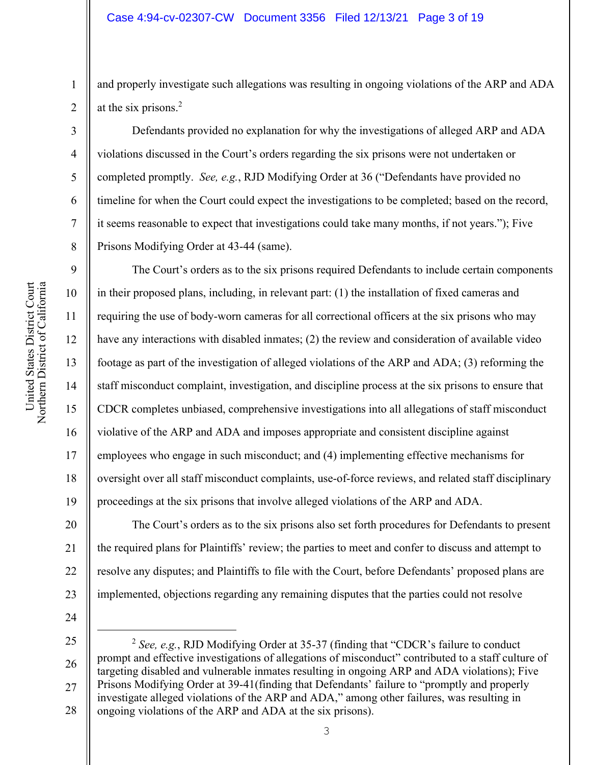and properly investigate such allegations was resulting in ongoing violations of the ARP and ADA at the six prisons.[2]

Defendants provided no explanation for why the investigations of alleged ARP and ADA violations discussed in the Court's orders regarding the six prisons were not undertaken or completed promptly. *See, e.g.*, RJD Modifying Order at 36 ("Defendants have provided no timeline for when the Court could expect the investigations to be completed; based on the record, it seems reasonable to expect that investigations could take many months, if not years."); Five Prisons Modifying Order at 43-44 (same).

The Court's orders as to the six prisons required Defendants to include certain components in their proposed plans, including, in relevant part: (1) the installation of fixed cameras and requiring the use of body-worn cameras for all correctional officers at the six prisons who may have any interactions with disabled inmates; (2) the review and consideration of available video footage as part of the investigation of alleged violations of the ARP and ADA; (3) reforming the staff misconduct complaint, investigation, and discipline process at the six prisons to ensure that CDCR completes unbiased, comprehensive investigations into all allegations of staff misconduct violative of the ARP and ADA and imposes appropriate and consistent discipline against employees who engage in such misconduct; and (4) implementing effective mechanisms for oversight over all staff misconduct complaints, use-of-force reviews, and related staff disciplinary proceedings at the six prisons that involve alleged violations of the ARP and ADA.

The Court's orders as to the six prisons also set forth procedures for Defendants to present the required plans for Plaintiffs' review; the parties to meet and confer to discuss and attempt to resolve any disputes; and Plaintiffs to file with the Court, before Defendants' proposed plans are implemented, objections regarding any remaining disputes that the parties could not resolve

---

[2] *See, e.g.*, RJD Modifying Order at 35-37 (finding that "CDCR's failure to conduct prompt and effective investigations of allegations of misconduct" contributed to a staff culture of targeting disabled and vulnerable inmates resulting in ongoing ARP and ADA violations); Five Prisons Modifying Order at 39-41(finding that Defendants' failure to "promptly and properly investigate alleged violations of the ARP and ADA," among other failures, was resulting in ongoing violations of the ARP and ADA at the six prisons).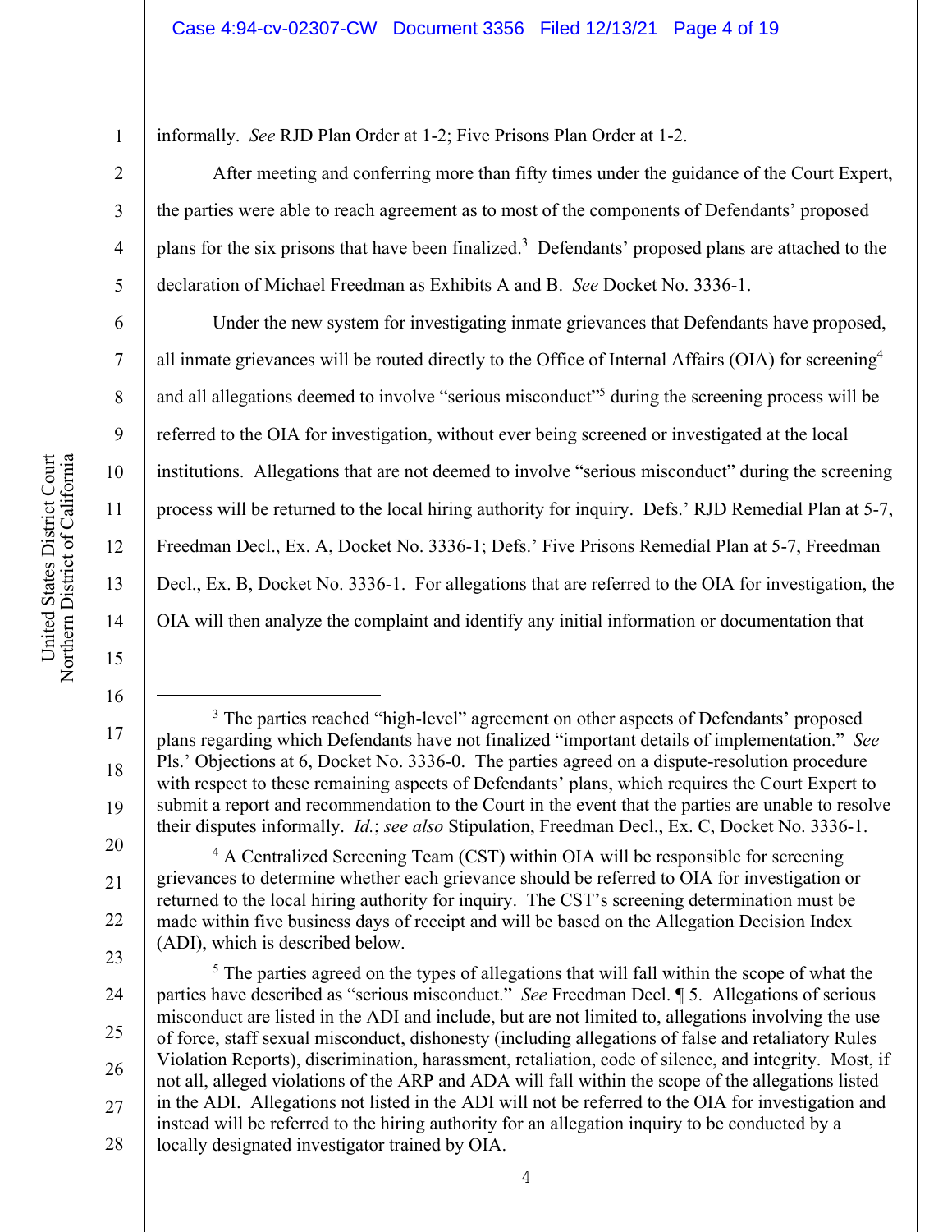informally. *See* RJD Plan Order at 1-2; Five Prisons Plan Order at 1-2.

After meeting and conferring more than fifty times under the guidance of the Court Expert, the parties were able to reach agreement as to most of the components of Defendants' proposed plans for the six prisons that have been finalized.[3] Defendants' proposed plans are attached to the declaration of Michael Freedman as Exhibits A and B. *See* Docket No. 3336-1.

Under the new system for investigating inmate grievances that Defendants have proposed, all inmate grievances will be routed directly to the Office of Internal Affairs (OIA) for screening[4] and all allegations deemed to involve "serious misconduct"[5] during the screening process will be referred to the OIA for investigation, without ever being screened or investigated at the local institutions. Allegations that are not deemed to involve "serious misconduct" during the screening process will be returned to the local hiring authority for inquiry. Defs.' RJD Remedial Plan at 5-7, Freedman Decl., Ex. A, Docket No. 3336-1; Defs.' Five Prisons Remedial Plan at 5-7, Freedman Decl., Ex. B, Docket No. 3336-1. For allegations that are referred to the OIA for investigation, the OIA will then analyze the complaint and identify any initial information or documentation that

---

[3] The parties reached "high-level" agreement on other aspects of Defendants' proposed plans regarding which Defendants have not finalized "important details of implementation." *See* Pls.' Objections at 6, Docket No. 3336-0. The parties agreed on a dispute-resolution procedure with respect to these remaining aspects of Defendants' plans, which requires the Court Expert to submit a report and recommendation to the Court in the event that the parties are unable to resolve their disputes informally. *Id.*; *see also* Stipulation, Freedman Decl., Ex. C, Docket No. 3336-1.

[4] A Centralized Screening Team (CST) within OIA will be responsible for screening grievances to determine whether each grievance should be referred to OIA for investigation or returned to the local hiring authority for inquiry. The CST's screening determination must be made within five business days of receipt and will be based on the Allegation Decision Index (ADI), which is described below.

[5] The parties agreed on the types of allegations that will fall within the scope of what the parties have described as "serious misconduct." *See* Freedman Decl. ¶ 5. Allegations of serious misconduct are listed in the ADI and include, but are not limited to, allegations involving the use of force, staff sexual misconduct, dishonesty (including allegations of false and retaliatory Rules Violation Reports), discrimination, harassment, retaliation, code of silence, and integrity. Most, if not all, alleged violations of the ARP and ADA will fall within the scope of the allegations listed in the ADI. Allegations not listed in the ADI will not be referred to the OIA for investigation and instead will be referred to the hiring authority for an allegation inquiry to be conducted by a locally designated investigator trained by OIA.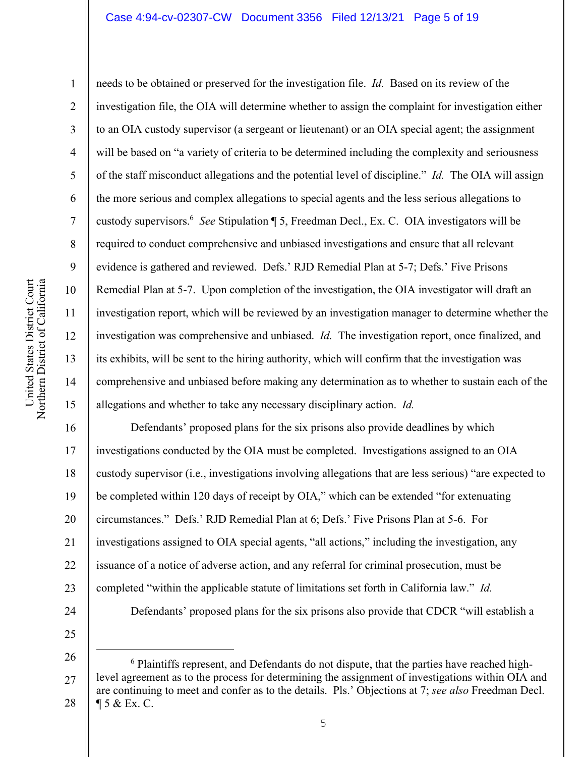needs to be obtained or preserved for the investigation file. *Id.* Based on its review of the investigation file, the OIA will determine whether to assign the complaint for investigation either to an OIA custody supervisor (a sergeant or lieutenant) or an OIA special agent; the assignment will be based on "a variety of criteria to be determined including the complexity and seriousness of the staff misconduct allegations and the potential level of discipline." *Id.* The OIA will assign the more serious and complex allegations to special agents and the less serious allegations to custody supervisors.[6] *See* Stipulation ¶ 5, Freedman Decl., Ex. C. OIA investigators will be required to conduct comprehensive and unbiased investigations and ensure that all relevant evidence is gathered and reviewed. Defs.' RJD Remedial Plan at 5-7; Defs.' Five Prisons Remedial Plan at 5-7. Upon completion of the investigation, the OIA investigator will draft an investigation report, which will be reviewed by an investigation manager to determine whether the investigation was comprehensive and unbiased. *Id.* The investigation report, once finalized, and its exhibits, will be sent to the hiring authority, which will confirm that the investigation was comprehensive and unbiased before making any determination as to whether to sustain each of the allegations and whether to take any necessary disciplinary action. *Id.*

Defendants' proposed plans for the six prisons also provide deadlines by which investigations conducted by the OIA must be completed. Investigations assigned to an OIA custody supervisor (i.e., investigations involving allegations that are less serious) "are expected to be completed within 120 days of receipt by OIA," which can be extended "for extenuating circumstances." Defs.' RJD Remedial Plan at 6; Defs.' Five Prisons Plan at 5-6. For investigations assigned to OIA special agents, "all actions," including the investigation, any issuance of a notice of adverse action, and any referral for criminal prosecution, must be completed "within the applicable statute of limitations set forth in California law." *Id.*

Defendants' proposed plans for the six prisons also provide that CDCR "will establish a

---

[6] Plaintiffs represent, and Defendants do not dispute, that the parties have reached high-level agreement as to the process for determining the assignment of investigations within OIA and are continuing to meet and confer as to the details. Pls.' Objections at 7; *see also* Freedman Decl. ¶ 5 & Ex. C.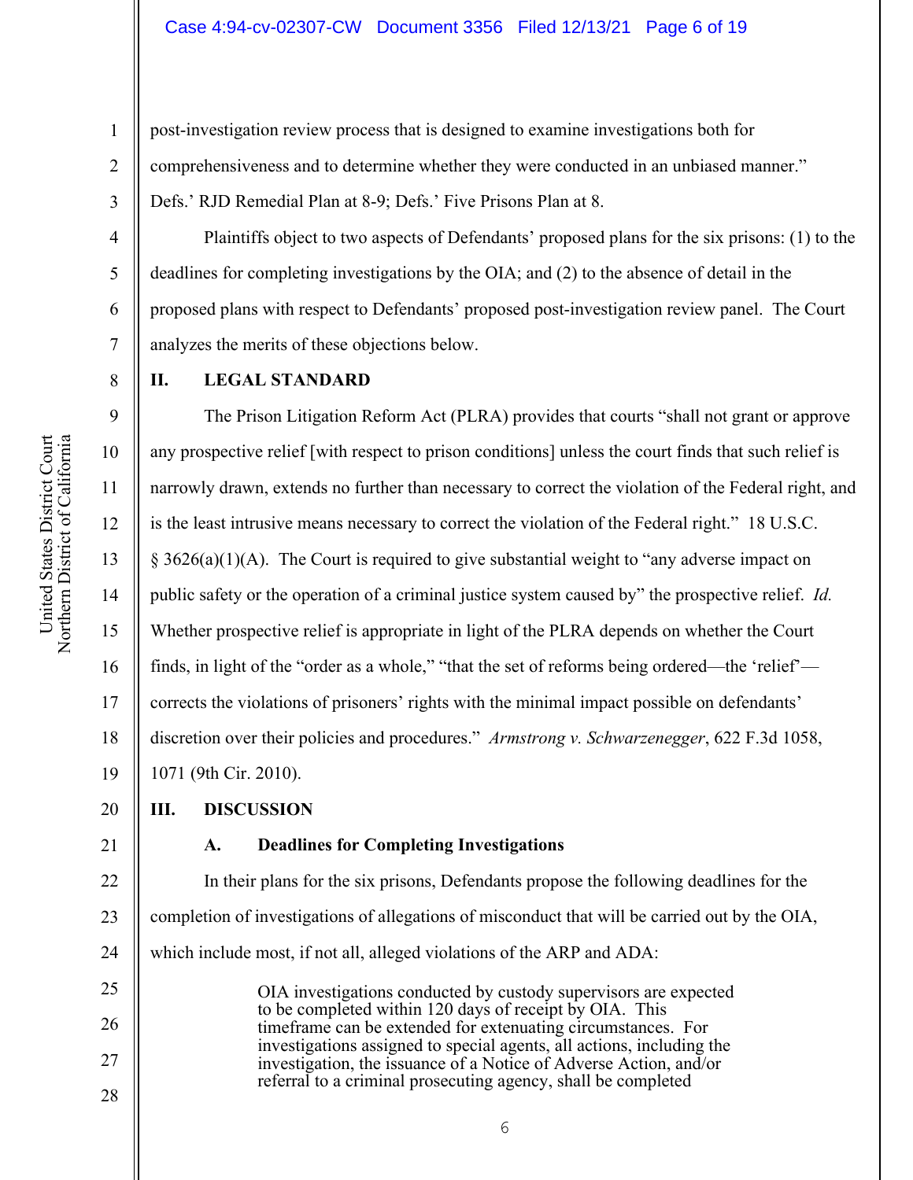post-investigation review process that is designed to examine investigations both for comprehensiveness and to determine whether they were conducted in an unbiased manner." Defs.' RJD Remedial Plan at 8-9; Defs.' Five Prisons Plan at 8.

Plaintiffs object to two aspects of Defendants' proposed plans for the six prisons: (1) to the deadlines for completing investigations by the OIA; and (2) to the absence of detail in the proposed plans with respect to Defendants' proposed post-investigation review panel. The Court analyzes the merits of these objections below.

## II. LEGAL STANDARD

The Prison Litigation Reform Act (PLRA) provides that courts "shall not grant or approve any prospective relief [with respect to prison conditions] unless the court finds that such relief is narrowly drawn, extends no further than necessary to correct the violation of the Federal right, and is the least intrusive means necessary to correct the violation of the Federal right." 18 U.S.C. § 3626(a)(1)(A). The Court is required to give substantial weight to "any adverse impact on public safety or the operation of a criminal justice system caused by" the prospective relief. *Id.* Whether prospective relief is appropriate in light of the PLRA depends on whether the Court finds, in light of the "order as a whole," "that the set of reforms being ordered—the 'relief'—corrects the violations of prisoners' rights with the minimal impact possible on defendants' discretion over their policies and procedures." *Armstrong v. Schwarzenegger*, 622 F.3d 1058, 1071 (9th Cir. 2010).

## III. DISCUSSION

### A. Deadlines for Completing Investigations

In their plans for the six prisons, Defendants propose the following deadlines for the completion of investigations of allegations of misconduct that will be carried out by the OIA, which include most, if not all, alleged violations of the ARP and ADA:

> OIA investigations conducted by custody supervisors are expected to be completed within 120 days of receipt by OIA. This timeframe can be extended for extenuating circumstances. For investigations assigned to special agents, all actions, including the investigation, the issuance of a Notice of Adverse Action, and/or referral to a criminal prosecuting agency, shall be completed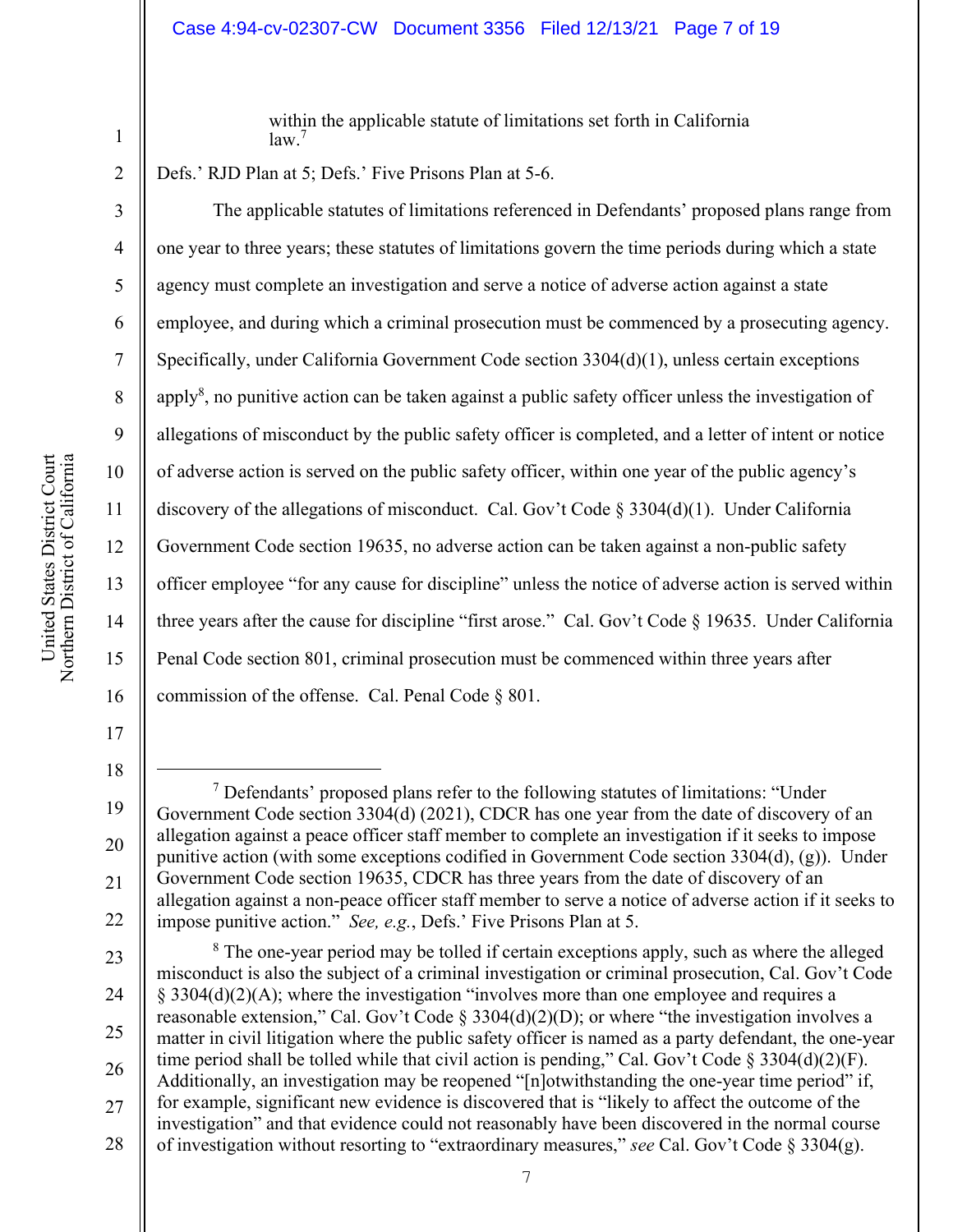> within the applicable statute of limitations set forth in California law.[7]

Defs.' RJD Plan at 5; Defs.' Five Prisons Plan at 5-6.

The applicable statutes of limitations referenced in Defendants' proposed plans range from one year to three years; these statutes of limitations govern the time periods during which a state agency must complete an investigation and serve a notice of adverse action against a state employee, and during which a criminal prosecution must be commenced by a prosecuting agency. Specifically, under California Government Code section 3304(d)(1), unless certain exceptions apply[8], no punitive action can be taken against a public safety officer unless the investigation of allegations of misconduct by the public safety officer is completed, and a letter of intent or notice of adverse action is served on the public safety officer, within one year of the public agency's discovery of the allegations of misconduct. Cal. Gov't Code § 3304(d)(1). Under California Government Code section 19635, no adverse action can be taken against a non-public safety officer employee "for any cause for discipline" unless the notice of adverse action is served within three years after the cause for discipline "first arose." Cal. Gov't Code § 19635. Under California Penal Code section 801, criminal prosecution must be commenced within three years after commission of the offense. Cal. Penal Code § 801.

---

[7] Defendants' proposed plans refer to the following statutes of limitations: "Under Government Code section 3304(d) (2021), CDCR has one year from the date of discovery of an allegation against a peace officer staff member to complete an investigation if it seeks to impose punitive action (with some exceptions codified in Government Code section 3304(d), (g)). Under Government Code section 19635, CDCR has three years from the date of discovery of an allegation against a non-peace officer staff member to serve a notice of adverse action if it seeks to impose punitive action." *See, e.g.*, Defs.' Five Prisons Plan at 5.

[8] The one-year period may be tolled if certain exceptions apply, such as where the alleged misconduct is also the subject of a criminal investigation or criminal prosecution, Cal. Gov't Code § 3304(d)(2)(A); where the investigation "involves more than one employee and requires a reasonable extension," Cal. Gov't Code § 3304(d)(2)(D); or where "the investigation involves a matter in civil litigation where the public safety officer is named as a party defendant, the one-year time period shall be tolled while that civil action is pending," Cal. Gov't Code § 3304(d)(2)(F). Additionally, an investigation may be reopened "[n]otwithstanding the one-year time period" if, for example, significant new evidence is discovered that is "likely to affect the outcome of the investigation" and that evidence could not reasonably have been discovered in the normal course of investigation without resorting to "extraordinary measures," *see* Cal. Gov't Code § 3304(g).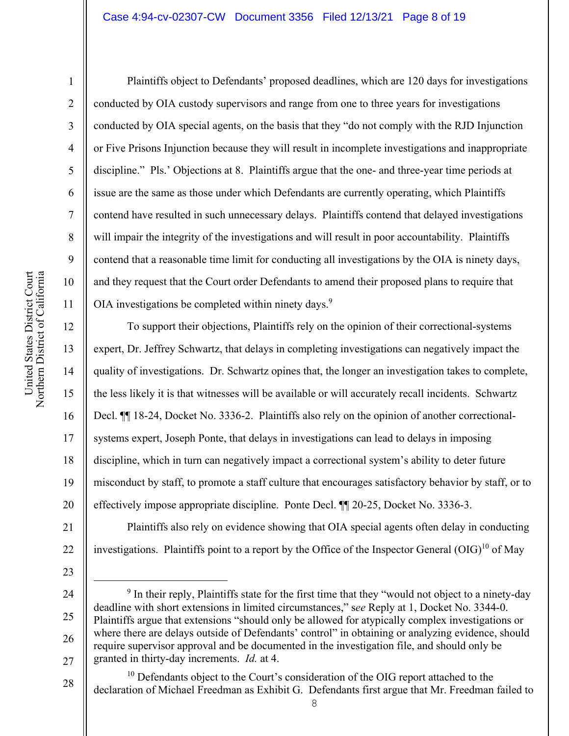Plaintiffs object to Defendants' proposed deadlines, which are 120 days for investigations conducted by OIA custody supervisors and range from one to three years for investigations conducted by OIA special agents, on the basis that they "do not comply with the RJD Injunction or Five Prisons Injunction because they will result in incomplete investigations and inappropriate discipline." Pls.' Objections at 8. Plaintiffs argue that the one- and three-year time periods at issue are the same as those under which Defendants are currently operating, which Plaintiffs contend have resulted in such unnecessary delays. Plaintiffs contend that delayed investigations will impair the integrity of the investigations and will result in poor accountability. Plaintiffs contend that a reasonable time limit for conducting all investigations by the OIA is ninety days, and they request that the Court order Defendants to amend their proposed plans to require that OIA investigations be completed within ninety days.[9]

To support their objections, Plaintiffs rely on the opinion of their correctional-systems expert, Dr. Jeffrey Schwartz, that delays in completing investigations can negatively impact the quality of investigations. Dr. Schwartz opines that, the longer an investigation takes to complete, the less likely it is that witnesses will be available or will accurately recall incidents. Schwartz Decl. ¶¶ 18-24, Docket No. 3336-2. Plaintiffs also rely on the opinion of another correctional-systems expert, Joseph Ponte, that delays in investigations can lead to delays in imposing discipline, which in turn can negatively impact a correctional system's ability to deter future misconduct by staff, to promote a staff culture that encourages satisfactory behavior by staff, or to effectively impose appropriate discipline. Ponte Decl. ¶¶ 20-25, Docket No. 3336-3.

Plaintiffs also rely on evidence showing that OIA special agents often delay in conducting investigations. Plaintiffs point to a report by the Office of the Inspector General (OIG)[10] of May

---

[9] In their reply, Plaintiffs state for the first time that they "would not object to a ninety-day deadline with short extensions in limited circumstances," *see* Reply at 1, Docket No. 3344-0. Plaintiffs argue that extensions "should only be allowed for atypically complex investigations or where there are delays outside of Defendants' control" in obtaining or analyzing evidence, should require supervisor approval and be documented in the investigation file, and should only be granted in thirty-day increments. *Id.* at 4.

[10] Defendants object to the Court's consideration of the OIG report attached to the declaration of Michael Freedman as Exhibit G. Defendants first argue that Mr. Freedman failed to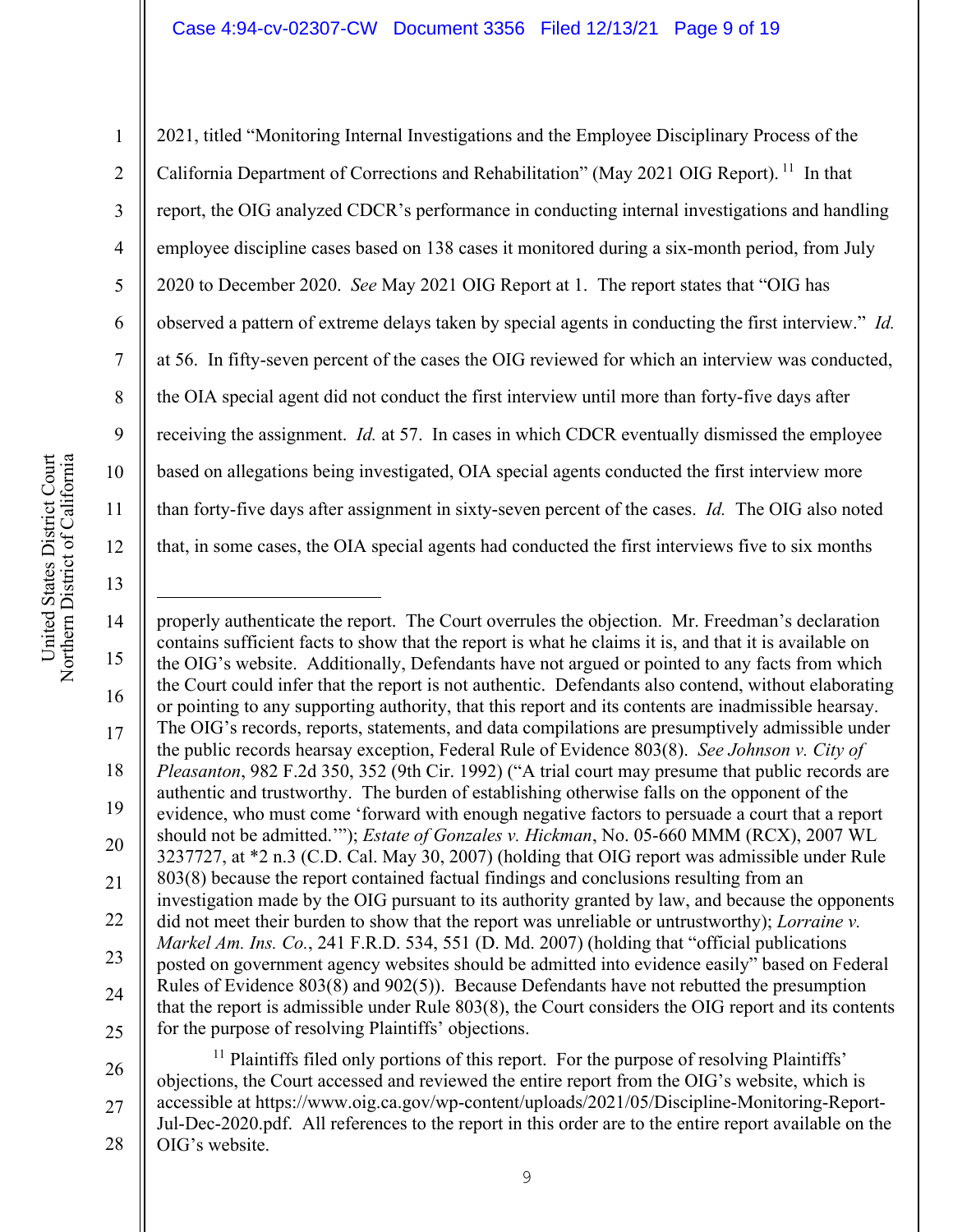2021, titled "Monitoring Internal Investigations and the Employee Disciplinary Process of the California Department of Corrections and Rehabilitation" (May 2021 OIG Report).[11] In that report, the OIG analyzed CDCR's performance in conducting internal investigations and handling employee discipline cases based on 138 cases it monitored during a six-month period, from July 2020 to December 2020. *See* May 2021 OIG Report at 1. The report states that "OIG has observed a pattern of extreme delays taken by special agents in conducting the first interview." *Id.* at 56. In fifty-seven percent of the cases the OIG reviewed for which an interview was conducted, the OIA special agent did not conduct the first interview until more than forty-five days after receiving the assignment. *Id.* at 57. In cases in which CDCR eventually dismissed the employee based on allegations being investigated, OIA special agents conducted the first interview more than forty-five days after assignment in sixty-seven percent of the cases. *Id.* The OIG also noted that, in some cases, the OIA special agents had conducted the first interviews five to six months

---

properly authenticate the report. The Court overrules the objection. Mr. Freedman's declaration contains sufficient facts to show that the report is what he claims it is, and that it is available on the OIG's website. Additionally, Defendants have not argued or pointed to any facts from which the Court could infer that the report is not authentic. Defendants also contend, without elaborating or pointing to any supporting authority, that this report and its contents are inadmissible hearsay. The OIG's records, reports, statements, and data compilations are presumptively admissible under the public records hearsay exception, Federal Rule of Evidence 803(8). *See Johnson v. City of Pleasanton*, 982 F.2d 350, 352 (9th Cir. 1992) ("A trial court may presume that public records are authentic and trustworthy. The burden of establishing otherwise falls on the opponent of the evidence, who must come 'forward with enough negative factors to persuade a court that a report should not be admitted.'"); *Estate of Gonzales v. Hickman*, No. 05-660 MMM (RCX), 2007 WL 3237727, at *2 n.3 (C.D. Cal. May 30, 2007) (holding that OIG report was admissible under Rule 803(8) because the report contained factual findings and conclusions resulting from an investigation made by the OIG pursuant to its authority granted by law, and because the opponents did not meet their burden to show that the report was unreliable or untrustworthy); *Lorraine v. Markel Am. Ins. Co.*, 241 F.R.D. 534, 551 (D. Md. 2007) (holding that "official publications posted on government agency websites should be admitted into evidence easily" based on Federal Rules of Evidence 803(8) and 902(5)). Because Defendants have not rebutted the presumption that the report is admissible under Rule 803(8), the Court considers the OIG report and its contents for the purpose of resolving Plaintiffs' objections.

[11] Plaintiffs filed only portions of this report. For the purpose of resolving Plaintiffs' objections, the Court accessed and reviewed the entire report from the OIG's website, which is accessible at https://www.oig.ca.gov/wp-content/uploads/2021/05/Discipline-Monitoring-Report-Jul-Dec-2020.pdf. All references to the report in this order are to the entire report available on the OIG's website.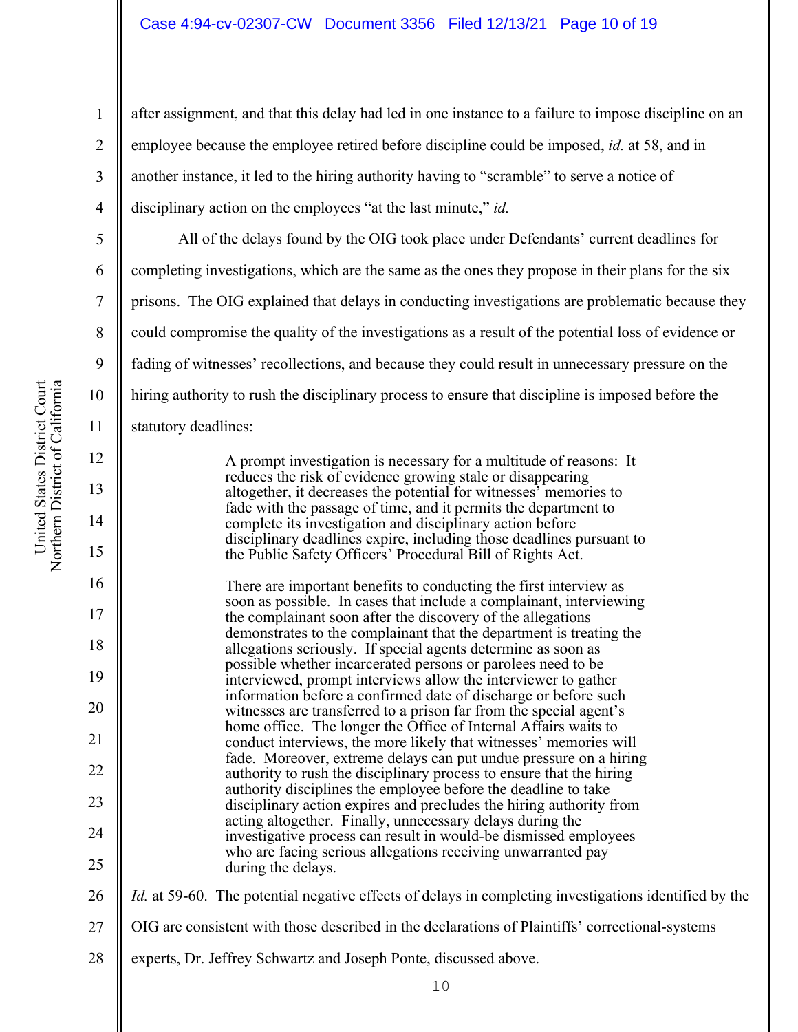after assignment, and that this delay had led in one instance to a failure to impose discipline on an employee because the employee retired before discipline could be imposed, *id.* at 58, and in another instance, it led to the hiring authority having to "scramble" to serve a notice of disciplinary action on the employees "at the last minute," *id.*

All of the delays found by the OIG took place under Defendants' current deadlines for completing investigations, which are the same as the ones they propose in their plans for the six prisons. The OIG explained that delays in conducting investigations are problematic because they could compromise the quality of the investigations as a result of the potential loss of evidence or fading of witnesses' recollections, and because they could result in unnecessary pressure on the hiring authority to rush the disciplinary process to ensure that discipline is imposed before the statutory deadlines:

> A prompt investigation is necessary for a multitude of reasons: It reduces the risk of evidence growing stale or disappearing altogether, it decreases the potential for witnesses' memories to fade with the passage of time, and it permits the department to complete its investigation and disciplinary action before disciplinary deadlines expire, including those deadlines pursuant to the Public Safety Officers' Procedural Bill of Rights Act.
>
> There are important benefits to conducting the first interview as soon as possible. In cases that include a complainant, interviewing the complainant soon after the discovery of the allegations demonstrates to the complainant that the department is treating the allegations seriously. If special agents determine as soon as possible whether incarcerated persons or parolees need to be interviewed, prompt interviews allow the interviewer to gather information before a confirmed date of discharge or before such witnesses are transferred to a prison far from the special agent's home office. The longer the Office of Internal Affairs waits to conduct interviews, the more likely that witnesses' memories will fade. Moreover, extreme delays can put undue pressure on a hiring authority to rush the disciplinary process to ensure that the hiring authority disciplines the employee before the deadline to take disciplinary action expires and precludes the hiring authority from acting altogether. Finally, unnecessary delays during the investigative process can result in would-be dismissed employees who are facing serious allegations receiving unwarranted pay during the delays.

*Id.* at 59-60. The potential negative effects of delays in completing investigations identified by the OIG are consistent with those described in the declarations of Plaintiffs' correctional-systems experts, Dr. Jeffrey Schwartz and Joseph Ponte, discussed above.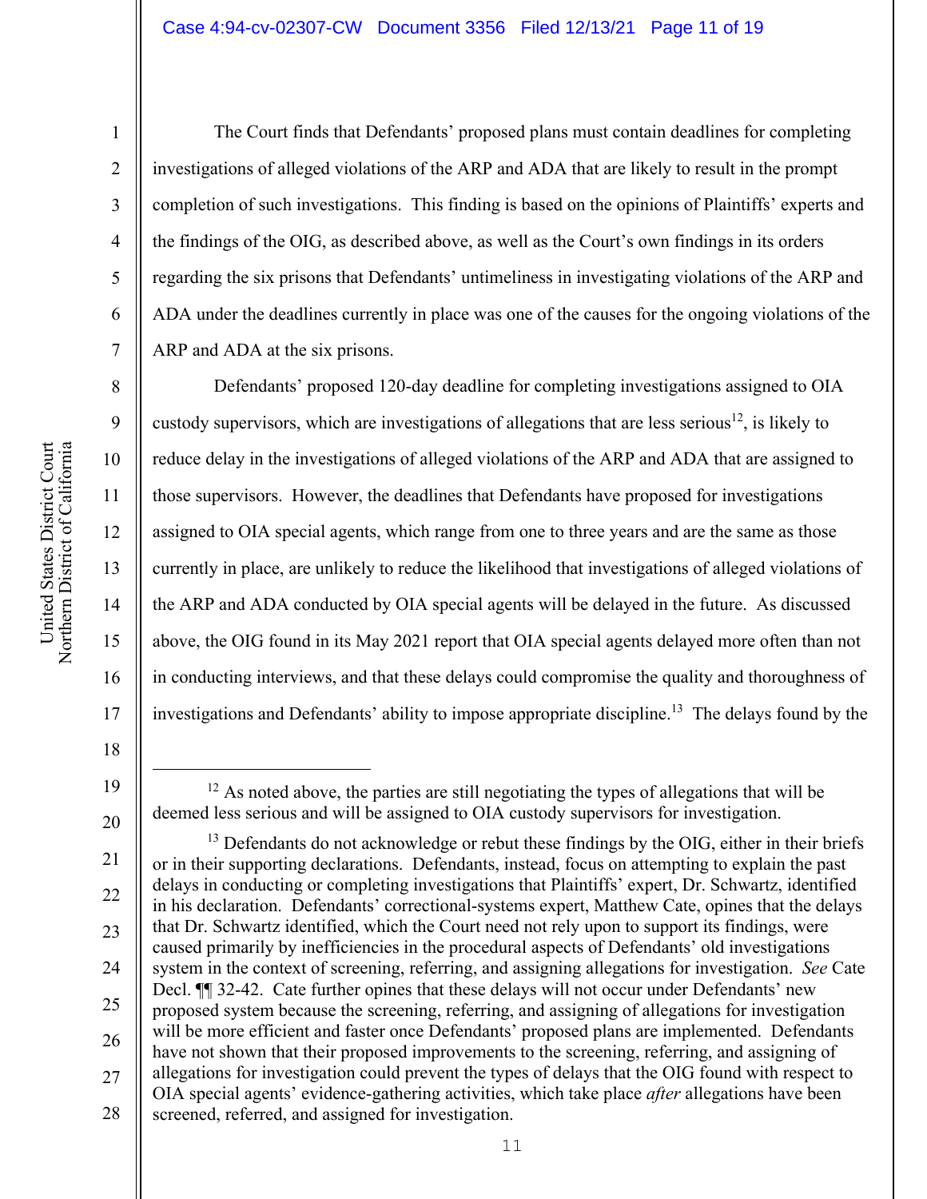The Court finds that Defendants' proposed plans must contain deadlines for completing investigations of alleged violations of the ARP and ADA that are likely to result in the prompt completion of such investigations. This finding is based on the opinions of Plaintiffs' experts and the findings of the OIG, as described above, as well as the Court's own findings in its orders regarding the six prisons that Defendants' untimeliness in investigating violations of the ARP and ADA under the deadlines currently in place was one of the causes for the ongoing violations of the ARP and ADA at the six prisons.

Defendants' proposed 120-day deadline for completing investigations assigned to OIA custody supervisors, which are investigations of allegations that are less serious[12], is likely to reduce delay in the investigations of alleged violations of the ARP and ADA that are assigned to those supervisors. However, the deadlines that Defendants have proposed for investigations assigned to OIA special agents, which range from one to three years and are the same as those currently in place, are unlikely to reduce the likelihood that investigations of alleged violations of the ARP and ADA conducted by OIA special agents will be delayed in the future. As discussed above, the OIG found in its May 2021 report that OIA special agents delayed more often than not in conducting interviews, and that these delays could compromise the quality and thoroughness of investigations and Defendants' ability to impose appropriate discipline.[13] The delays found by the

---

[12] As noted above, the parties are still negotiating the types of allegations that will be deemed less serious and will be assigned to OIA custody supervisors for investigation.

[13] Defendants do not acknowledge or rebut these findings by the OIG, either in their briefs or in their supporting declarations. Defendants, instead, focus on attempting to explain the past delays in conducting or completing investigations that Plaintiffs' expert, Dr. Schwartz, identified in his declaration. Defendants' correctional-systems expert, Matthew Cate, opines that the delays that Dr. Schwartz identified, which the Court need not rely upon to support its findings, were caused primarily by inefficiencies in the procedural aspects of Defendants' old investigations system in the context of screening, referring, and assigning allegations for investigation. *See* Cate Decl. ¶¶ 32-42. Cate further opines that these delays will not occur under Defendants' new proposed system because the screening, referring, and assigning of allegations for investigation will be more efficient and faster once Defendants' proposed plans are implemented. Defendants have not shown that their proposed improvements to the screening, referring, and assigning of allegations for investigation could prevent the types of delays that the OIG found with respect to OIA special agents' evidence-gathering activities, which take place *after* allegations have been screened, referred, and assigned for investigation.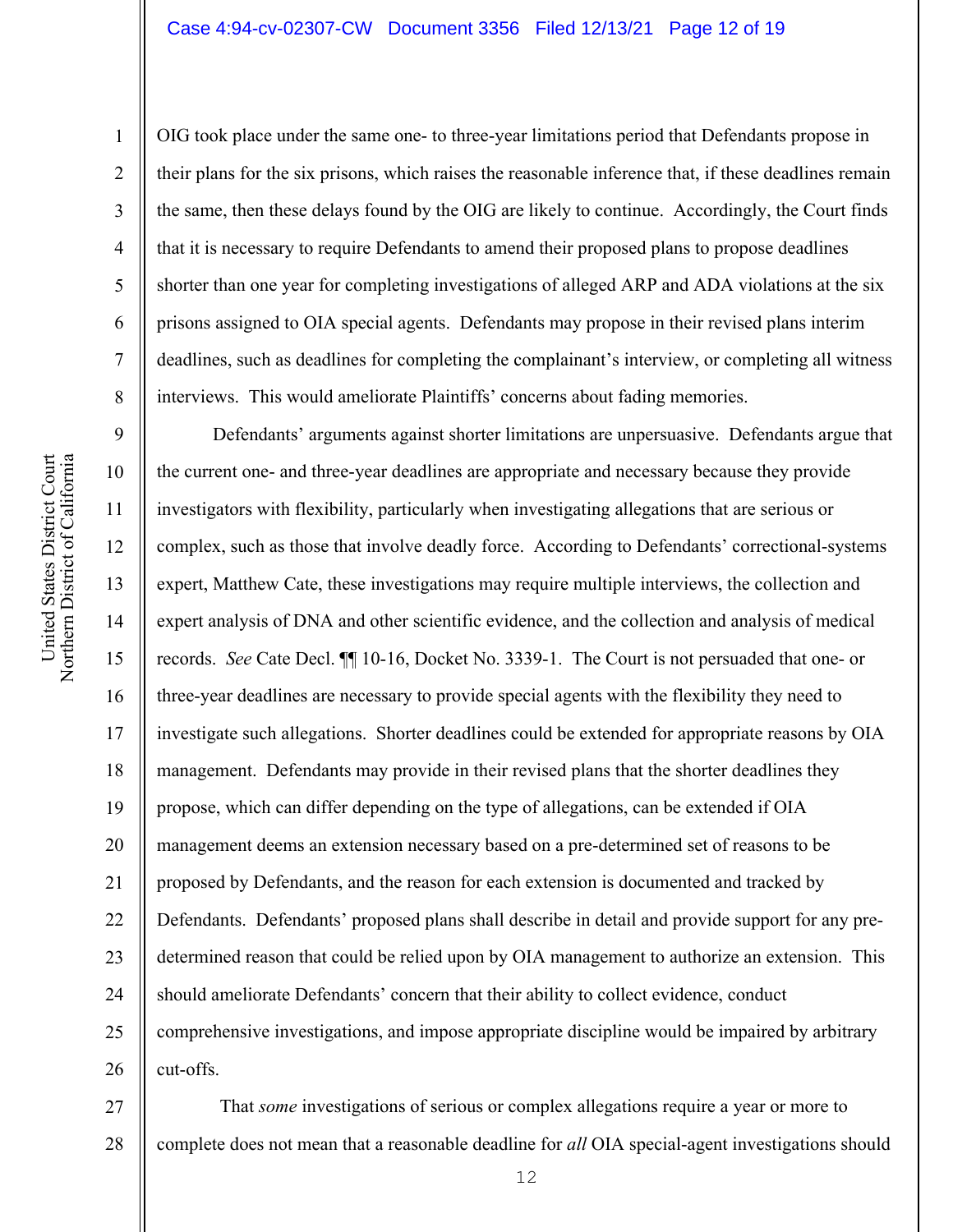OIG took place under the same one- to three-year limitations period that Defendants propose in their plans for the six prisons, which raises the reasonable inference that, if these deadlines remain the same, then these delays found by the OIG are likely to continue. Accordingly, the Court finds that it is necessary to require Defendants to amend their proposed plans to propose deadlines shorter than one year for completing investigations of alleged ARP and ADA violations at the six prisons assigned to OIA special agents. Defendants may propose in their revised plans interim deadlines, such as deadlines for completing the complainant's interview, or completing all witness interviews. This would ameliorate Plaintiffs' concerns about fading memories.

Defendants' arguments against shorter limitations are unpersuasive. Defendants argue that the current one- and three-year deadlines are appropriate and necessary because they provide investigators with flexibility, particularly when investigating allegations that are serious or complex, such as those that involve deadly force. According to Defendants' correctional-systems expert, Matthew Cate, these investigations may require multiple interviews, the collection and expert analysis of DNA and other scientific evidence, and the collection and analysis of medical records. *See* Cate Decl. ¶¶ 10-16, Docket No. 3339-1. The Court is not persuaded that one- or three-year deadlines are necessary to provide special agents with the flexibility they need to investigate such allegations. Shorter deadlines could be extended for appropriate reasons by OIA management. Defendants may provide in their revised plans that the shorter deadlines they propose, which can differ depending on the type of allegations, can be extended if OIA management deems an extension necessary based on a pre-determined set of reasons to be proposed by Defendants, and the reason for each extension is documented and tracked by Defendants. Defendants' proposed plans shall describe in detail and provide support for any pre-determined reason that could be relied upon by OIA management to authorize an extension. This should ameliorate Defendants' concern that their ability to collect evidence, conduct comprehensive investigations, and impose appropriate discipline would be impaired by arbitrary cut-offs.

That *some* investigations of serious or complex allegations require a year or more to complete does not mean that a reasonable deadline for *all* OIA special-agent investigations should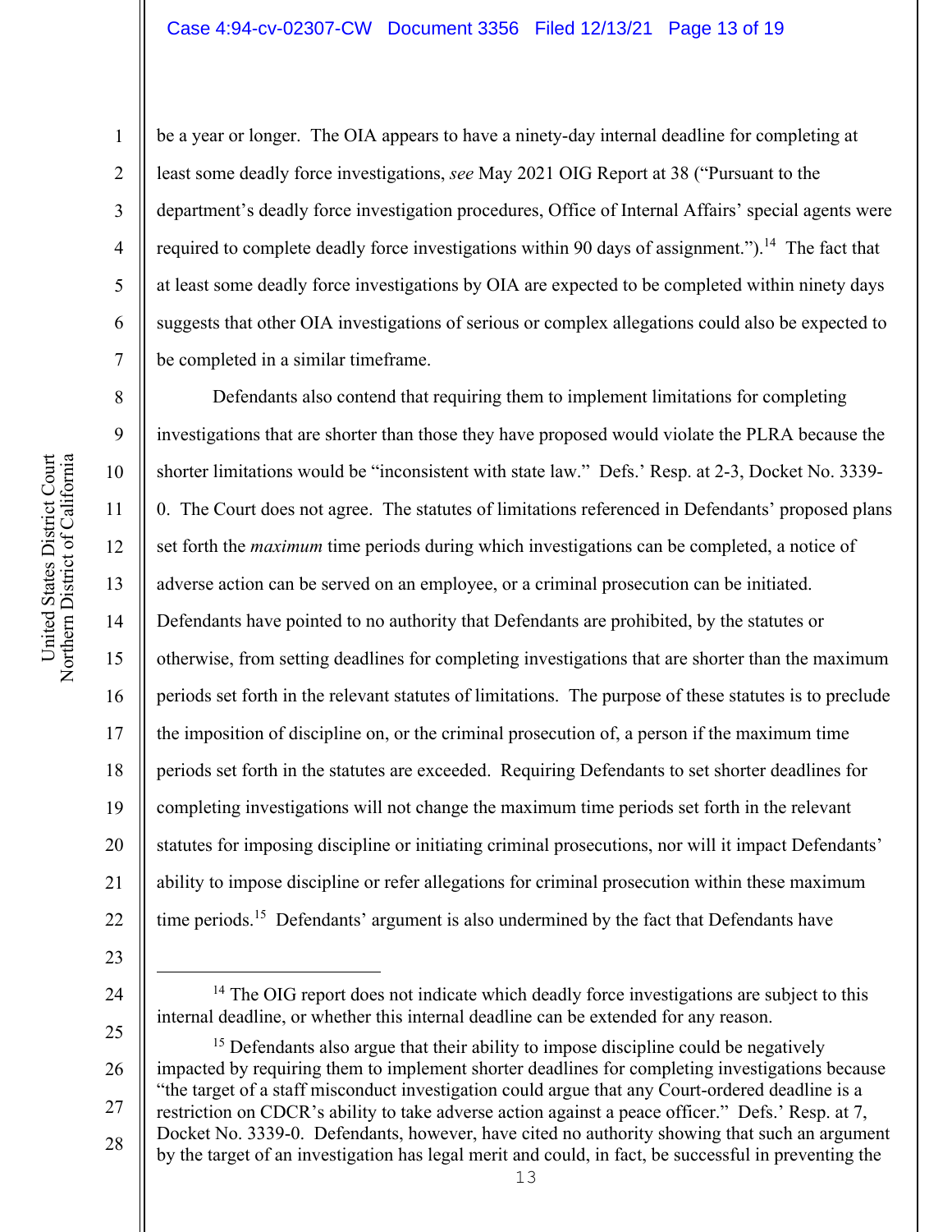be a year or longer. The OIA appears to have a ninety-day internal deadline for completing at least some deadly force investigations, *see* May 2021 OIG Report at 38 ("Pursuant to the department's deadly force investigation procedures, Office of Internal Affairs' special agents were required to complete deadly force investigations within 90 days of assignment.").[14] The fact that at least some deadly force investigations by OIA are expected to be completed within ninety days suggests that other OIA investigations of serious or complex allegations could also be expected to be completed in a similar timeframe.

Defendants also contend that requiring them to implement limitations for completing investigations that are shorter than those they have proposed would violate the PLRA because the shorter limitations would be "inconsistent with state law." Defs.' Resp. at 2-3, Docket No. 3339-0. The Court does not agree. The statutes of limitations referenced in Defendants' proposed plans set forth the *maximum* time periods during which investigations can be completed, a notice of adverse action can be served on an employee, or a criminal prosecution can be initiated. Defendants have pointed to no authority that Defendants are prohibited, by the statutes or otherwise, from setting deadlines for completing investigations that are shorter than the maximum periods set forth in the relevant statutes of limitations. The purpose of these statutes is to preclude the imposition of discipline on, or the criminal prosecution of, a person if the maximum time periods set forth in the statutes are exceeded. Requiring Defendants to set shorter deadlines for completing investigations will not change the maximum time periods set forth in the relevant statutes for imposing discipline or initiating criminal prosecutions, nor will it impact Defendants' ability to impose discipline or refer allegations for criminal prosecution within these maximum time periods.[15] Defendants' argument is also undermined by the fact that Defendants have

---

[14] The OIG report does not indicate which deadly force investigations are subject to this internal deadline, or whether this internal deadline can be extended for any reason.

[15] Defendants also argue that their ability to impose discipline could be negatively impacted by requiring them to implement shorter deadlines for completing investigations because "the target of a staff misconduct investigation could argue that any Court-ordered deadline is a restriction on CDCR's ability to take adverse action against a peace officer." Defs.' Resp. at 7, Docket No. 3339-0. Defendants, however, have cited no authority showing that such an argument by the target of an investigation has legal merit and could, in fact, be successful in preventing the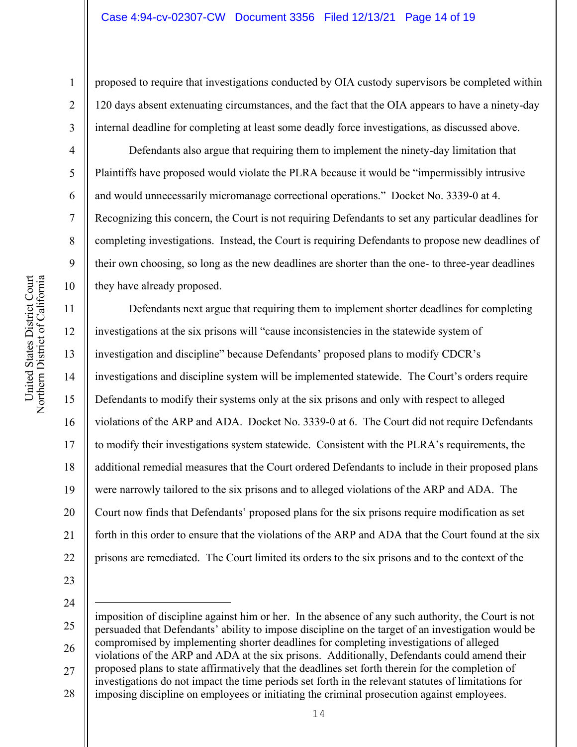proposed to require that investigations conducted by OIA custody supervisors be completed within 120 days absent extenuating circumstances, and the fact that the OIA appears to have a ninety-day internal deadline for completing at least some deadly force investigations, as discussed above.

Defendants also argue that requiring them to implement the ninety-day limitation that Plaintiffs have proposed would violate the PLRA because it would be "impermissibly intrusive and would unnecessarily micromanage correctional operations." Docket No. 3339-0 at 4. Recognizing this concern, the Court is not requiring Defendants to set any particular deadlines for completing investigations. Instead, the Court is requiring Defendants to propose new deadlines of their own choosing, so long as the new deadlines are shorter than the one- to three-year deadlines they have already proposed.

Defendants next argue that requiring them to implement shorter deadlines for completing investigations at the six prisons will "cause inconsistencies in the statewide system of investigation and discipline" because Defendants' proposed plans to modify CDCR's investigations and discipline system will be implemented statewide. The Court's orders require Defendants to modify their systems only at the six prisons and only with respect to alleged violations of the ARP and ADA. Docket No. 3339-0 at 6. The Court did not require Defendants to modify their investigations system statewide. Consistent with the PLRA's requirements, the additional remedial measures that the Court ordered Defendants to include in their proposed plans were narrowly tailored to the six prisons and to alleged violations of the ARP and ADA. The Court now finds that Defendants' proposed plans for the six prisons require modification as set forth in this order to ensure that the violations of the ARP and ADA that the Court found at the six prisons are remediated. The Court limited its orders to the six prisons and to the context of the

---

imposition of discipline against him or her. In the absence of any such authority, the Court is not persuaded that Defendants' ability to impose discipline on the target of an investigation would be compromised by implementing shorter deadlines for completing investigations of alleged violations of the ARP and ADA at the six prisons. Additionally, Defendants could amend their proposed plans to state affirmatively that the deadlines set forth therein for the completion of investigations do not impact the time periods set forth in the relevant statutes of limitations for imposing discipline on employees or initiating the criminal prosecution against employees.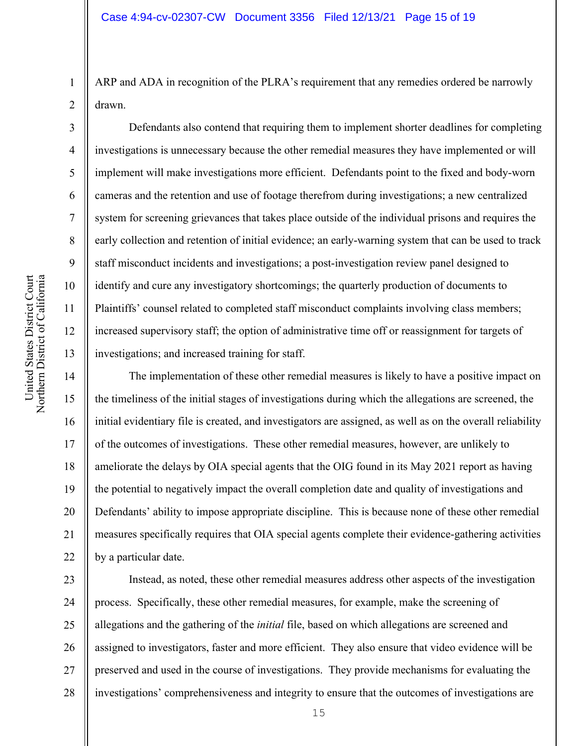ARP and ADA in recognition of the PLRA's requirement that any remedies ordered be narrowly drawn.

Defendants also contend that requiring them to implement shorter deadlines for completing investigations is unnecessary because the other remedial measures they have implemented or will implement will make investigations more efficient. Defendants point to the fixed and body-worn cameras and the retention and use of footage therefrom during investigations; a new centralized system for screening grievances that takes place outside of the individual prisons and requires the early collection and retention of initial evidence; an early-warning system that can be used to track staff misconduct incidents and investigations; a post-investigation review panel designed to identify and cure any investigatory shortcomings; the quarterly production of documents to Plaintiffs' counsel related to completed staff misconduct complaints involving class members; increased supervisory staff; the option of administrative time off or reassignment for targets of investigations; and increased training for staff.

The implementation of these other remedial measures is likely to have a positive impact on the timeliness of the initial stages of investigations during which the allegations are screened, the initial evidentiary file is created, and investigators are assigned, as well as on the overall reliability of the outcomes of investigations. These other remedial measures, however, are unlikely to ameliorate the delays by OIA special agents that the OIG found in its May 2021 report as having the potential to negatively impact the overall completion date and quality of investigations and Defendants' ability to impose appropriate discipline. This is because none of these other remedial measures specifically requires that OIA special agents complete their evidence-gathering activities by a particular date.

Instead, as noted, these other remedial measures address other aspects of the investigation process. Specifically, these other remedial measures, for example, make the screening of allegations and the gathering of the *initial* file, based on which allegations are screened and assigned to investigators, faster and more efficient. They also ensure that video evidence will be preserved and used in the course of investigations. They provide mechanisms for evaluating the investigations' comprehensiveness and integrity to ensure that the outcomes of investigations are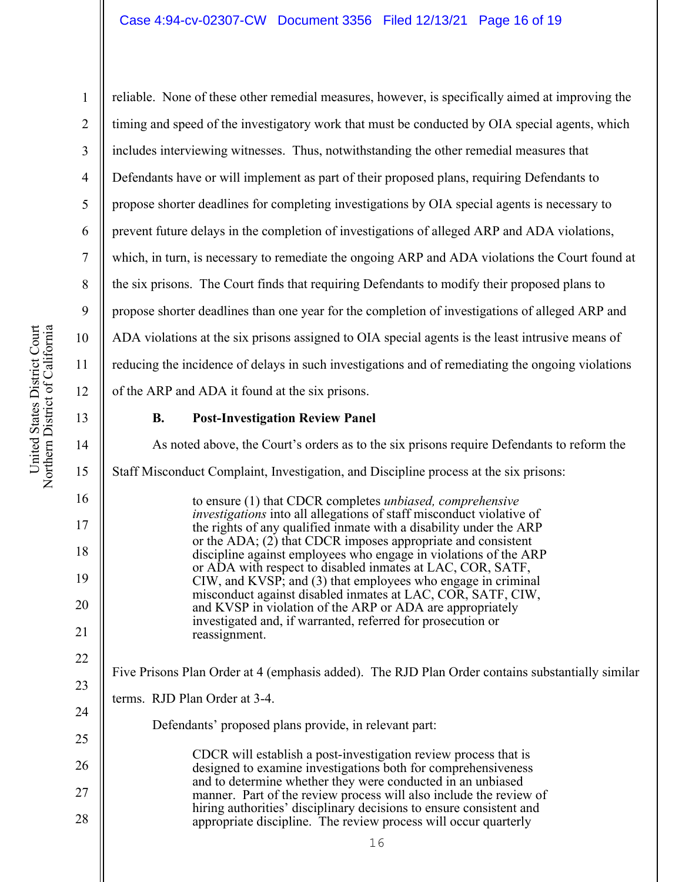reliable. None of these other remedial measures, however, is specifically aimed at improving the timing and speed of the investigatory work that must be conducted by OIA special agents, which includes interviewing witnesses. Thus, notwithstanding the other remedial measures that Defendants have or will implement as part of their proposed plans, requiring Defendants to propose shorter deadlines for completing investigations by OIA special agents is necessary to prevent future delays in the completion of investigations of alleged ARP and ADA violations, which, in turn, is necessary to remediate the ongoing ARP and ADA violations the Court found at the six prisons. The Court finds that requiring Defendants to modify their proposed plans to propose shorter deadlines than one year for the completion of investigations of alleged ARP and ADA violations at the six prisons assigned to OIA special agents is the least intrusive means of reducing the incidence of delays in such investigations and of remediating the ongoing violations of the ARP and ADA it found at the six prisons.

### B. Post-Investigation Review Panel

As noted above, the Court's orders as to the six prisons require Defendants to reform the Staff Misconduct Complaint, Investigation, and Discipline process at the six prisons:

> to ensure (1) that CDCR completes *unbiased, comprehensive investigations* into all allegations of staff misconduct violative of the rights of any qualified inmate with a disability under the ARP or the ADA; (2) that CDCR imposes appropriate and consistent discipline against employees who engage in violations of the ARP or ADA with respect to disabled inmates at LAC, COR, SATF, CIW, and KVSP; and (3) that employees who engage in criminal misconduct against disabled inmates at LAC, COR, SATF, CIW, and KVSP in violation of the ARP or ADA are appropriately investigated and, if warranted, referred for prosecution or reassignment.

Five Prisons Plan Order at 4 (emphasis added). The RJD Plan Order contains substantially similar terms. RJD Plan Order at 3-4.

Defendants' proposed plans provide, in relevant part:

> CDCR will establish a post-investigation review process that is designed to examine investigations both for comprehensiveness and to determine whether they were conducted in an unbiased manner. Part of the review process will also include the review of hiring authorities' disciplinary decisions to ensure consistent and appropriate discipline. The review process will occur quarterly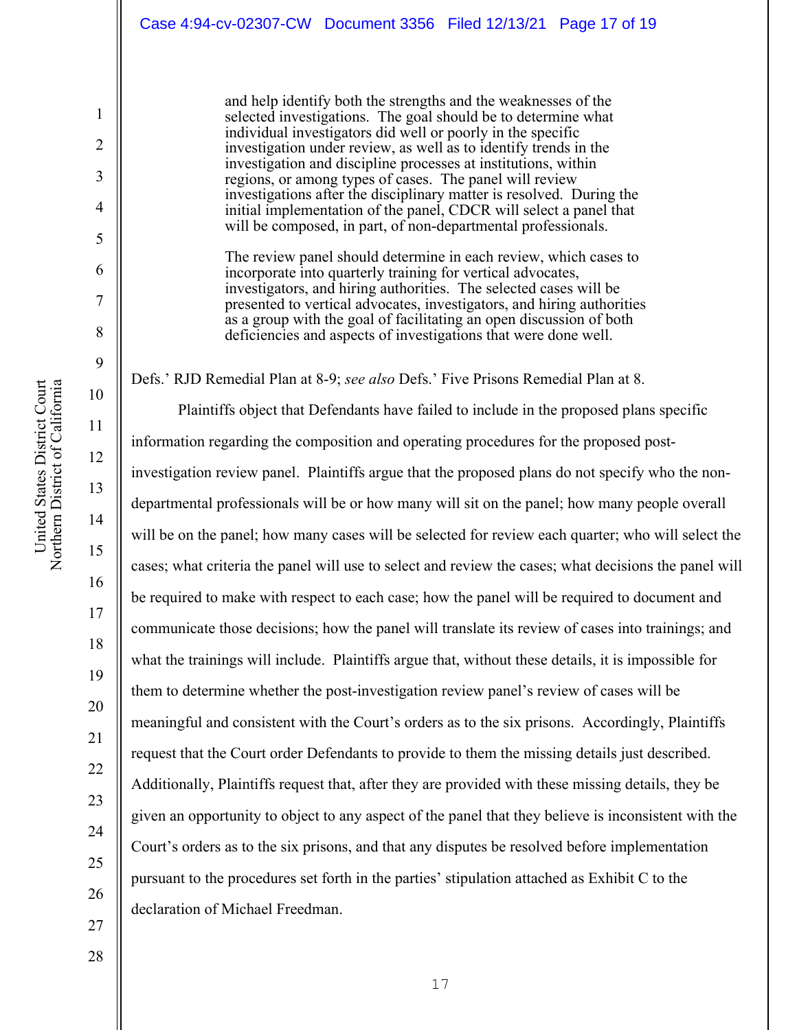> and help identify both the strengths and the weaknesses of the selected investigations. The goal should be to determine what individual investigators did well or poorly in the specific investigation under review, as well as to identify trends in the investigation and discipline processes at institutions, within regions, or among types of cases. The panel will review investigations after the disciplinary matter is resolved. During the initial implementation of the panel, CDCR will select a panel that will be composed, in part, of non-departmental professionals.
>
> The review panel should determine in each review, which cases to incorporate into quarterly training for vertical advocates, investigators, and hiring authorities. The selected cases will be presented to vertical advocates, investigators, and hiring authorities as a group with the goal of facilitating an open discussion of both deficiencies and aspects of investigations that were done well.

Defs.' RJD Remedial Plan at 8-9; *see also* Defs.' Five Prisons Remedial Plan at 8.

Plaintiffs object that Defendants have failed to include in the proposed plans specific information regarding the composition and operating procedures for the proposed post-investigation review panel. Plaintiffs argue that the proposed plans do not specify who the non-departmental professionals will be or how many will sit on the panel; how many people overall will be on the panel; how many cases will be selected for review each quarter; who will select the cases; what criteria the panel will use to select and review the cases; what decisions the panel will be required to make with respect to each case; how the panel will be required to document and communicate those decisions; how the panel will translate its review of cases into trainings; and what the trainings will include. Plaintiffs argue that, without these details, it is impossible for them to determine whether the post-investigation review panel's review of cases will be meaningful and consistent with the Court's orders as to the six prisons. Accordingly, Plaintiffs request that the Court order Defendants to provide to them the missing details just described. Additionally, Plaintiffs request that, after they are provided with these missing details, they be given an opportunity to object to any aspect of the panel that they believe is inconsistent with the Court's orders as to the six prisons, and that any disputes be resolved before implementation pursuant to the procedures set forth in the parties' stipulation attached as Exhibit C to the declaration of Michael Freedman.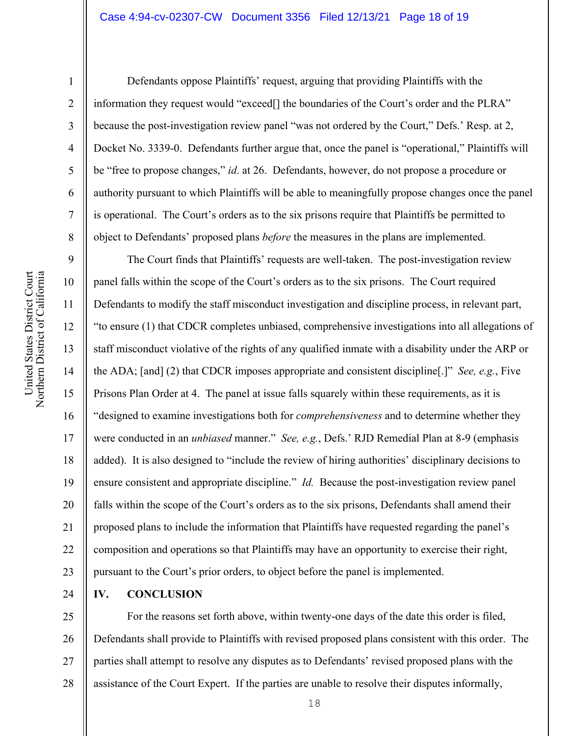Defendants oppose Plaintiffs' request, arguing that providing Plaintiffs with the information they request would "exceed[] the boundaries of the Court's order and the PLRA" because the post-investigation review panel "was not ordered by the Court," Defs.' Resp. at 2, Docket No. 3339-0. Defendants further argue that, once the panel is "operational," Plaintiffs will be "free to propose changes," *id*. at 26. Defendants, however, do not propose a procedure or authority pursuant to which Plaintiffs will be able to meaningfully propose changes once the panel is operational. The Court's orders as to the six prisons require that Plaintiffs be permitted to object to Defendants' proposed plans *before* the measures in the plans are implemented.

The Court finds that Plaintiffs' requests are well-taken. The post-investigation review panel falls within the scope of the Court's orders as to the six prisons. The Court required Defendants to modify the staff misconduct investigation and discipline process, in relevant part, "to ensure (1) that CDCR completes unbiased, comprehensive investigations into all allegations of staff misconduct violative of the rights of any qualified inmate with a disability under the ARP or the ADA; [and] (2) that CDCR imposes appropriate and consistent discipline[.]" *See, e.g.*, Five Prisons Plan Order at 4. The panel at issue falls squarely within these requirements, as it is "designed to examine investigations both for *comprehensiveness* and to determine whether they were conducted in an *unbiased* manner." *See, e.g.*, Defs.' RJD Remedial Plan at 8-9 (emphasis added). It is also designed to "include the review of hiring authorities' disciplinary decisions to ensure consistent and appropriate discipline." *Id.* Because the post-investigation review panel falls within the scope of the Court's orders as to the six prisons, Defendants shall amend their proposed plans to include the information that Plaintiffs have requested regarding the panel's composition and operations so that Plaintiffs may have an opportunity to exercise their right, pursuant to the Court's prior orders, to object before the panel is implemented.

## IV. CONCLUSION

For the reasons set forth above, within twenty-one days of the date this order is filed, Defendants shall provide to Plaintiffs with revised proposed plans consistent with this order. The parties shall attempt to resolve any disputes as to Defendants' revised proposed plans with the assistance of the Court Expert. If the parties are unable to resolve their disputes informally,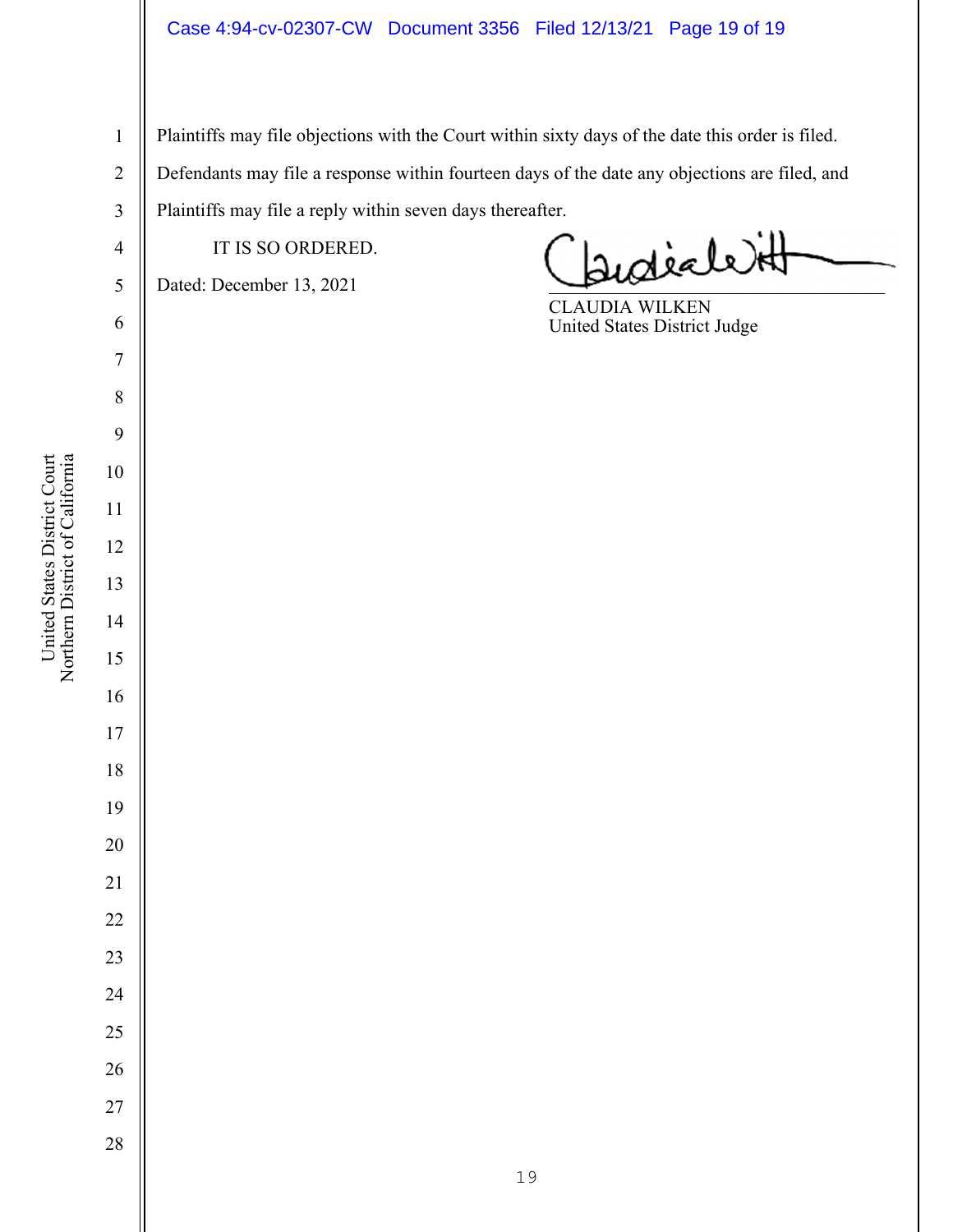Plaintiffs may file objections with the Court within sixty days of the date this order is filed. Defendants may file a response within fourteen days of the date any objections are filed, and Plaintiffs may file a reply within seven days thereafter.

IT IS SO ORDERED.

Dated: December 13, 2021

CLAUDIA WILKEN
United States District Judge